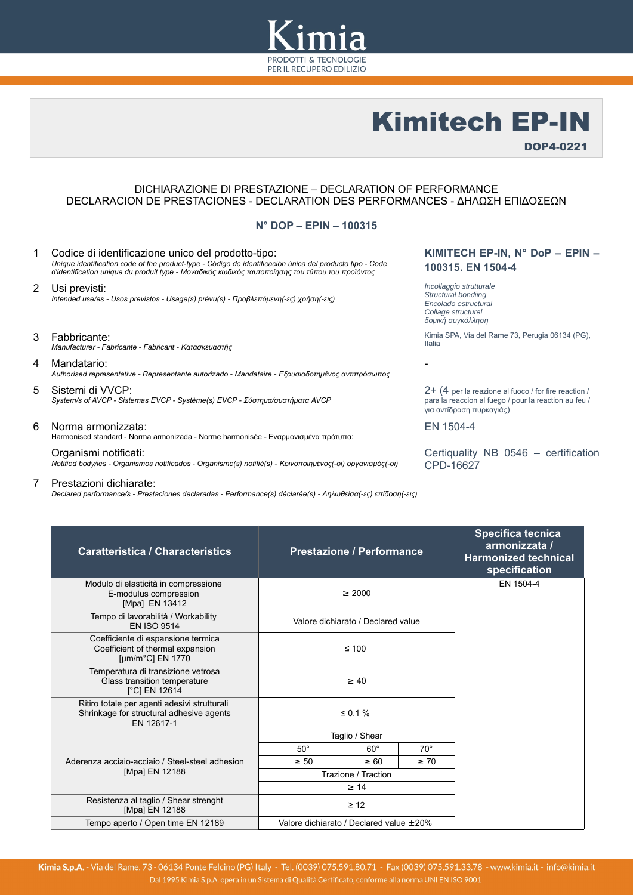Kimia
PRODOTTI & TECNOLOGIE
PER IL RECUPERO EDILIZIO

# Kimitech EP-IN

**DOP4-0221**

DICHIARAZIONE DI PRESTAZIONE – DECLARATION OF PERFORMANCE
DECLARACION DE PRESTACIONES - DECLARATION DES PERFORMANCES - ΔΗΛΩΣΗ ΕΠΙΔΟΣΕΩΝ

**N° DOP – EPIN – 100315**

1. Codice di identificazione unico del prodotto-tipo:
*Unique identification code of the product-type - Código de identificación única del producto tipo - Code d'identification unique du produit type - Μοναδικός κωδικός ταυτοποίησης του τύπου του προϊόντος*

**KIMITECH EP-IN, N° DoP – EPIN – 100315. EN 1504-4**

2. Usi previsti:
*Intended use/es - Usos previstos - Usage(s) prévu(s) - Προβλεπόμενη(-ες) χρήση(-εις)*

*Incollaggio strutturale*
*Structural bonding*
*Encolado estructural*
*Collage structurel*
*δομική συγκόλληση*

3. Fabbricante:
*Manufacturer - Fabricante - Fabricant - Κατασκευαστής*

Kimia SPA, Via del Rame 73, Perugia 06134 (PG), Italia

4. Mandatario:
*Authorised representative - Representante autorizado - Mandataire - Εξουσιοδοτημένος αντιπρόσωπος*

-

5. Sistemi di VVCP:
*System/s of AVCP - Sistemas EVCP - Système(s) EVCP - Σύστημα/συστήματα AVCP*

2+ (4 per la reazione al fuoco / for fire reaction / para la reaccion al fuego / pour la reaction au feu / για αντίδραση πυρκαγιάς)

6. Norma armonizzata:
Harmonised standard - Norma armonizada - Norme harmonisée - Εναρμονισμένα πρότυπα:

EN 1504-4

Organismi notificati:
*Notified body/ies - Organismos notificados - Organisme(s) notifié(s) - Κοινοποιημένος(-οι) οργανισμός(-οι)*

Certiquality NB 0546 – certification CPD-16627

7. Prestazioni dichiarate:
*Declared performance/s - Prestaciones declaradas - Performance(s) déclarée(s) - Δηλωθείσα(-ες) επίδοση(-εις)*

| Caratteristica / Characteristics | Prestazione / Performance | | | Specifica tecnica armonizzata / Harmonized technical specification |
|---|---|---|---|---|
| Modulo di elasticità in compressione E-modulus compression [Mpa] EN 13412 | ≥ 2000 | | | EN 1504-4 |
| Tempo di lavorabilità / Workability EN ISO 9514 | Valore dichiarato / Declared value | | | |
| Coefficiente di espansione termica Coefficient of thermal expansion [μm/m°C] EN 1770 | ≤ 100 | | | |
| Temperatura di transizione vetrosa Glass transition temperature [°C] EN 12614 | ≥ 40 | | | |
| Ritiro totale per agenti adesivi strutturali Shrinkage for structural adhesive agents EN 12617-1 | ≤ 0,1 % | | | |
| Aderenza acciaio-acciaio / Steel-steel adhesion [Mpa] EN 12188 | Taglio / Shear | | | |
| | 50° | 60° | 70° | |
| | ≥ 50 | ≥ 60 | ≥ 70 | |
| | Trazione / Traction | | | |
| | ≥ 14 | | | |
| Resistenza al taglio / Shear strenght [Mpa] EN 12188 | ≥ 12 | | | |
| Tempo aperto / Open time EN 12189 | Valore dichiarato / Declared value ±20% | | | |

**Kimia S.p.A.** - Via del Rame, 73 - 06134 Ponte Felcino (PG) Italy - Tel. (0039) 075.591.80.71 - Fax (0039) 075.591.33.78 - www.kimia.it - info@kimia.it
Dal 1995 Kimia S.p.A. opera in un Sistema di Qualità Certificato, conforme alla norma UNI EN ISO 9001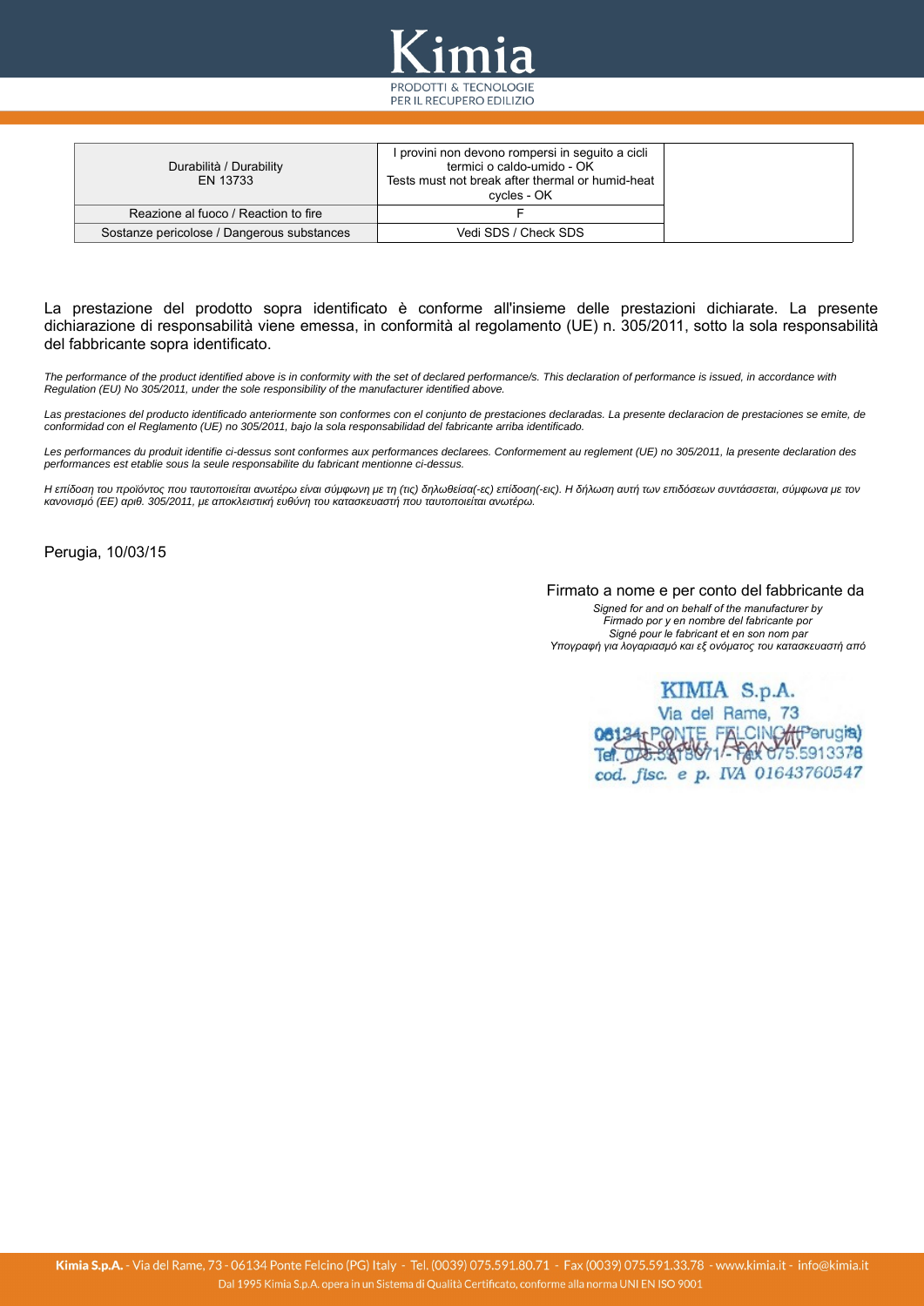| Durabilità / Durability EN 13733 | I provini non devono rompersi in seguito a cicli termici o caldo-umido - OK Tests must not break after thermal or humid-heat cycles - OK | |
|---|---|---|
| Reazione al fuoco / Reaction to fire | F | |
| Sostanze pericolose / Dangerous substances | Vedi SDS / Check SDS | |

La prestazione del prodotto sopra identificato è conforme all'insieme delle prestazioni dichiarate. La presente dichiarazione di responsabilità viene emessa, in conformità al regolamento (UE) n. 305/2011, sotto la sola responsabilità del fabbricante sopra identificato.

*The performance of the product identified above is in conformity with the set of declared performance/s. This declaration of performance is issued, in accordance with Regulation (EU) No 305/2011, under the sole responsibility of the manufacturer identified above.*

*Las prestaciones del producto identificado anteriormente son conformes con el conjunto de prestaciones declaradas. La presente declaracion de prestaciones se emite, de conformidad con el Reglamento (UE) no 305/2011, bajo la sola responsabilidad del fabricante arriba identificado.*

*Les performances du produit identifie ci-dessus sont conformes aux performances declarees. Conformement au reglement (UE) no 305/2011, la presente declaration des performances est etablie sous la seule responsabilite du fabricant mentionne ci-dessus.*

*Η επίδοση του προϊόντος που ταυτοποιείται ανωτέρω είναι σύμφωνη με τη (τις) δηλωθείσα(-ες) επίδοση(-εις). Η δήλωση αυτή των επιδόσεων συντάσσεται, σύμφωνα με τον κανονισμό (ΕΕ) αριθ. 305/2011, με αποκλειστική ευθύνη του κατασκευαστή που ταυτοποιείται ανωτέρω.*

Perugia, 10/03/15

Firmato a nome e per conto del fabbricante da

*Signed for and on behalf of the manufacturer by*
*Firmado por y en nombre del fabricante por*
*Signé pour le fabricant et en son nom par*
*Υπογραφή για λογαριασμό και εξ ονόματος του κατασκευαστή από*

KIMIA S.p.A.
Via del Rame, 73
06134 PONTE FELCINO (Perugia)
Tel. 075.5918071 - Fax 075.5913378
cod. fisc. e p. IVA 01643760547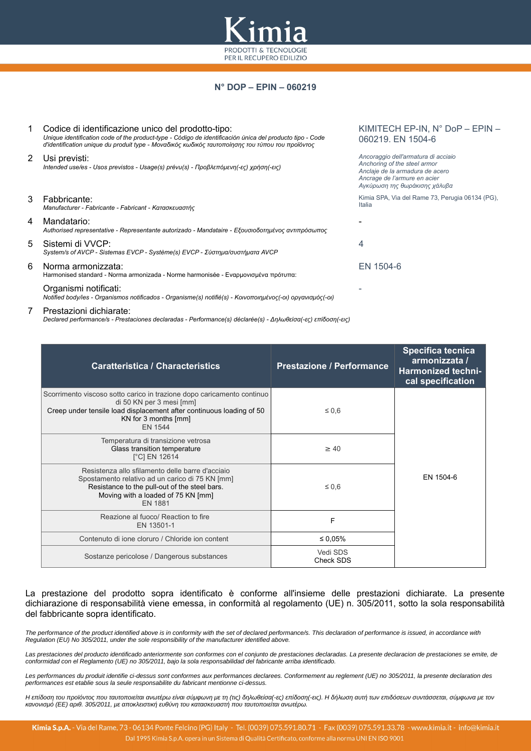# N° DOP – EPIN – 060219

1. **Codice di identificazione unico del prodotto-tipo:**
   *Unique identification code of the product-type - Código de identificación única del producto tipo - Code d'identification unique du produit type - Μοναδικός κωδικός ταυτοποίησης του τύπου του προϊόντος*

   KIMITECH EP-IN, N° DoP – EPIN – 060219. EN 1504-6

2. **Usi previsti:**
   *Intended use/es - Usos previstos - Usage(s) prévu(s) - Προβλεπόμενη(-ες) χρήση(-εις)*

   *Ancoraggio dell'armatura di acciaio*
   *Anchoring of the steel armor*
   *Anclaje de la armadura de acero*
   *Ancrage de l'armure en acier*
   *Αγκύρωση της θωράκισης χάλυβα*

3. **Fabbricante:**
   *Manufacturer - Fabricante - Fabricant - Κατασκευαστής*

   Kimia SPA, Via del Rame 73, Perugia 06134 (PG), Italia

4. **Mandatario:**
   *Authorised representative - Representante autorizado - Mandataire - Εξουσιοδοτημένος αντιπρόσωπος*

   -

5. **Sistemi di VVCP:**
   *System/s of AVCP - Sistemas EVCP - Système(s) EVCP - Σύστημα/συστήματα AVCP*

   4

6. **Norma armonizzata:**
   Harmonised standard - Norma armonizada - Norme harmonisée - Εναρμονισμένα πρότυπα:

   EN 1504-6

   **Organismi notificati:**
   *Notified body/ies - Organismos notificados - Organisme(s) notifié(s) - Κοινοποιημένος(-οι) οργανισμός(-οι)*

   -

7. **Prestazioni dichiarate:**
   *Declared performance/s - Prestaciones declaradas - Performance(s) déclarée(s) - Δηλωθείσα(-ες) επίδοση(-εις)*

| Caratteristica / Characteristics | Prestazione / Performance | Specifica tecnica armonizzata / Harmonized technical specification |
|---|---|---|
| Scorrimento viscoso sotto carico in trazione dopo caricamento continuo di 50 KN per 3 mesi [mm]<br>Creep under tensile load displacement after continuous loading of 50 KN for 3 months [mm]<br>EN 1544 | ≤ 0,6 | EN 1504-6 |
| Temperatura di transizione vetrosa<br>Glass transition temperature<br>[°C] EN 12614 | ≥ 40 | |
| Resistenza allo sfilamento delle barre d'acciaio<br>Spostamento relativo ad un carico di 75 KN [mm]<br>Resistance to the pull-out of the steel bars.<br>Moving with a loaded of 75 KN [mm]<br>EN 1881 | ≤ 0,6 | |
| Reazione al fuoco/ Reaction to fire<br>EN 13501-1 | F | |
| Contenuto di ione cloruro / Chloride ion content | ≤ 0,05% | |
| Sostanze pericolose / Dangerous substances | Vedi SDS<br>Check SDS | |

La prestazione del prodotto sopra identificato è conforme all'insieme delle prestazioni dichiarate. La presente dichiarazione di responsabilità viene emessa, in conformità al regolamento (UE) n. 305/2011, sotto la sola responsabilità del fabbricante sopra identificato.

*The performance of the product identified above is in conformity with the set of declared performance/s. This declaration of performance is issued, in accordance with Regulation (EU) No 305/2011, under the sole responsibility of the manufacturer identified above.*

*Las prestaciones del producto identificado anteriormente son conformes con el conjunto de prestaciones declaradas. La presente declaracion de prestaciones se emite, de conformidad con el Reglamento (UE) no 305/2011, bajo la sola responsabilidad del fabricante arriba identificado.*

*Les performances du produit identifie ci-dessus sont conformes aux performances declarees. Conformement au reglement (UE) no 305/2011, la presente declaration des performances est etablie sous la seule responsabilite du fabricant mentionne ci-dessus.*

*Η επίδοση του προϊόντος που ταυτοποιείται ανωτέρω είναι σύμφωνη με τη (τις) δηλωθείσα(-ες) επίδοση(-εις). Η δήλωση αυτή των επιδόσεων συντάσσεται, σύμφωνα με τον κανονισμό (ΕΕ) αριθ. 305/2011, με αποκλειστική ευθύνη του κατασκευαστή που ταυτοποιείται ανωτέρω.*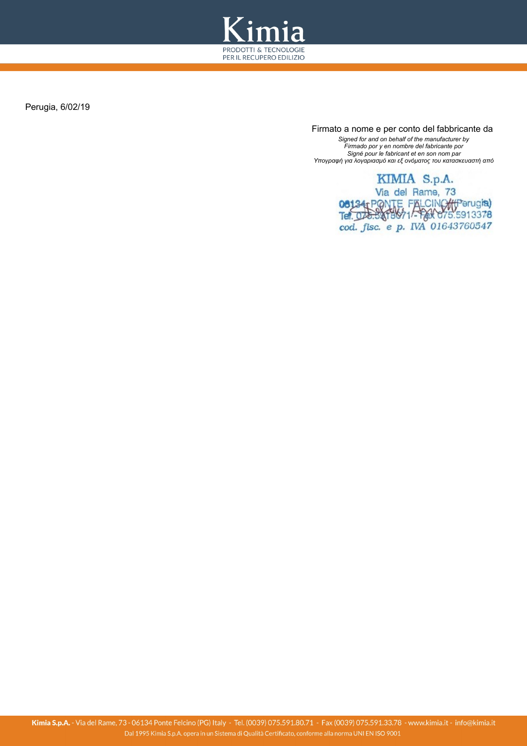Perugia, 6/02/19

Firmato a nome e per conto del fabbricante da

*Signed for and on behalf of the manufacturer by*
*Firmado por y en nombre del fabricante por*
*Signé pour le fabricant et en son nom par*
*Υπογραφή για λογαριασμό και εξ ονόματος του κατασκευαστή από*

KIMIA S.p.A.
Via del Rame, 73
06134 PONTE FELCINO (Perugia)
Tel. 075.5918071 - Fax 075.5913378
cod. fisc. e p. IVA 01643760547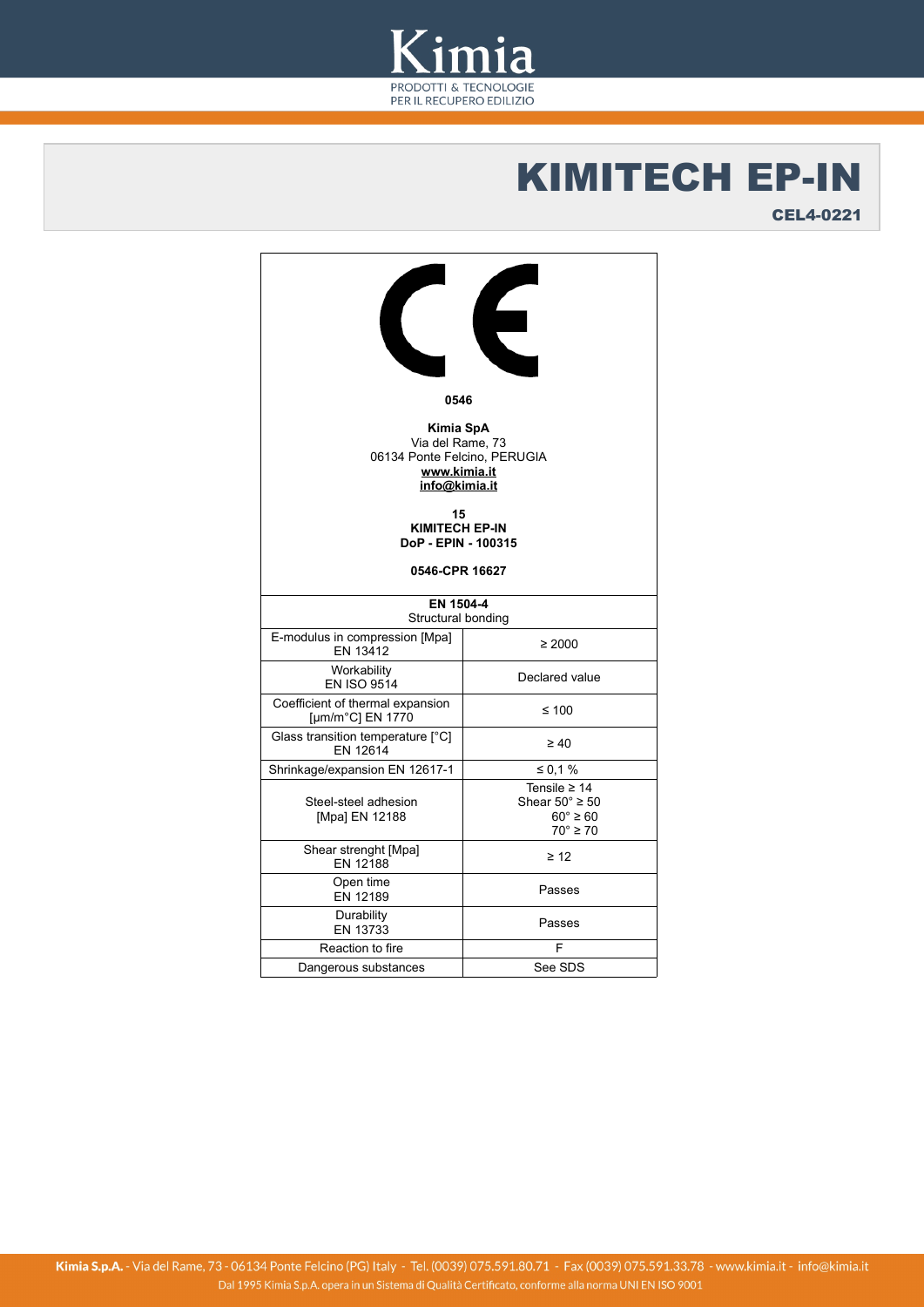# KIMITECH EP-IN

**CEL4-0221**

CE

**0546**

**Kimia SpA**
Via del Rame, 73
06134 Ponte Felcino, PERUGIA
**www.kimia.it**
**info@kimia.it**

**15**
**KIMITECH EP-IN**
**DoP - EPIN - 100315**

**0546-CPR 16627**

| **EN 1504-4** Structural bonding | |
|---|---|
| E-modulus in compression [Mpa] EN 13412 | ≥ 2000 |
| Workability EN ISO 9514 | Declared value |
| Coefficient of thermal expansion [μm/m°C] EN 1770 | ≤ 100 |
| Glass transition temperature [°C] EN 12614 | ≥ 40 |
| Shrinkage/expansion EN 12617-1 | ≤ 0,1 % |
| Steel-steel adhesion [Mpa] EN 12188 | Tensile ≥ 14<br>Shear 50° ≥ 50<br>60° ≥ 60<br>70° ≥ 70 |
| Shear strenght [Mpa] EN 12188 | ≥ 12 |
| Open time EN 12189 | Passes |
| Durability EN 13733 | Passes |
| Reaction to fire | F |
| Dangerous substances | See SDS |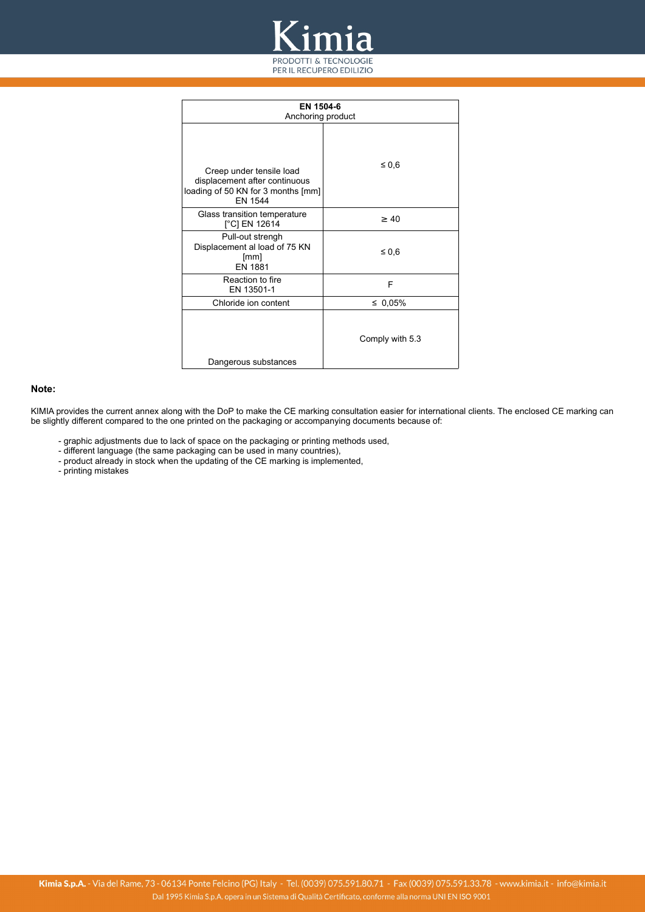| EN 1504-6<br>Anchoring product | |
|---|---|
| Creep under tensile load displacement after continuous loading of 50 KN for 3 months [mm] EN 1544 | ≤ 0,6 |
| Glass transition temperature [°C] EN 12614 | ≥ 40 |
| Pull-out strengh Displacement al load of 75 KN [mm] EN 1881 | ≤ 0,6 |
| Reaction to fire EN 13501-1 | F |
| Chloride ion content | ≤ 0,05% |
| Dangerous substances | Comply with 5.3 |

**Note:**

KIMIA provides the current annex along with the DoP to make the CE marking consultation easier for international clients. The enclosed CE marking can be slightly different compared to the one printed on the packaging or accompanying documents because of:

- graphic adjustments due to lack of space on the packaging or printing methods used,
- different language (the same packaging can be used in many countries),
- product already in stock when the updating of the CE marking is implemented,
- printing mistakes